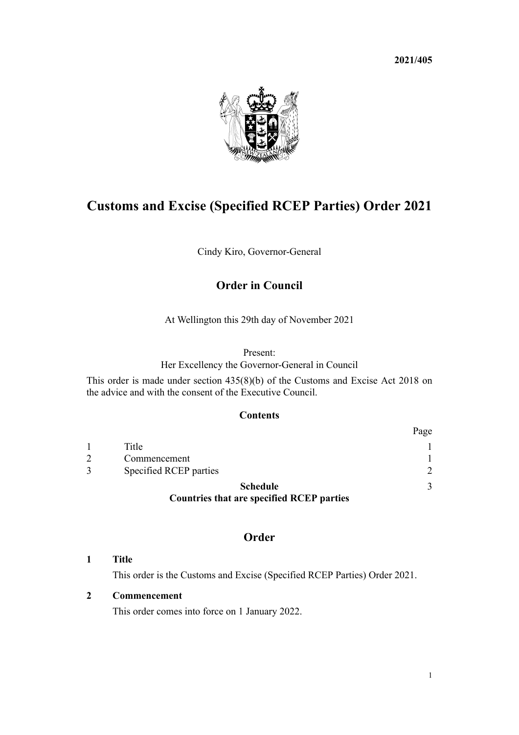**2021/405**

# Customs and Excise (Specified RCEP Parties) Order 2021

Cindy Kiro, Governor-General

## Order in Council

At Wellington this 29th day of November 2021

Present:
Her Excellency the Governor-General in Council

This order is made under section 435(8)(b) of the Customs and Excise Act 2018 on the advice and with the consent of the Executive Council.

### Contents

| | | Page |
|---|---|---|
| 1 | Title | 1 |
| 2 | Commencement | 1 |
| 3 | Specified RCEP parties | 2 |
| | **Schedule** **Countries that are specified RCEP parties** | 3 |

## Order

### 1 Title

This order is the Customs and Excise (Specified RCEP Parties) Order 2021.

### 2 Commencement

This order comes into force on 1 January 2022.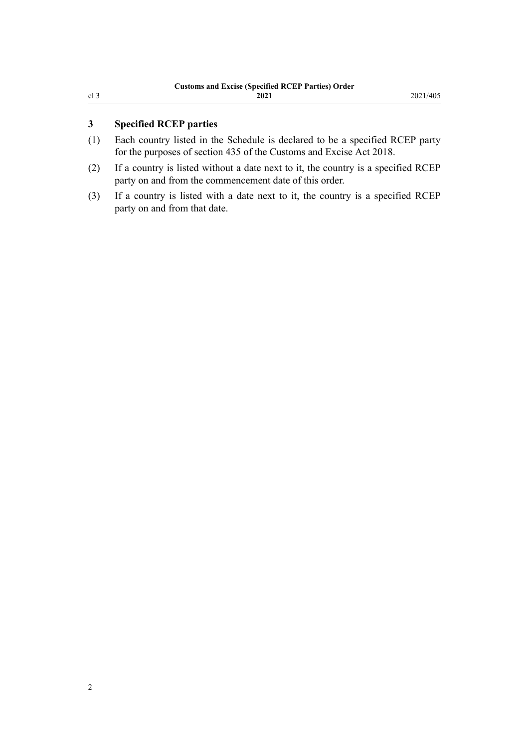## 3 Specified RCEP parties

(1) Each country listed in the Schedule is declared to be a specified RCEP party for the purposes of section 435 of the Customs and Excise Act 2018.

(2) If a country is listed without a date next to it, the country is a specified RCEP party on and from the commencement date of this order.

(3) If a country is listed with a date next to it, the country is a specified RCEP party on and from that date.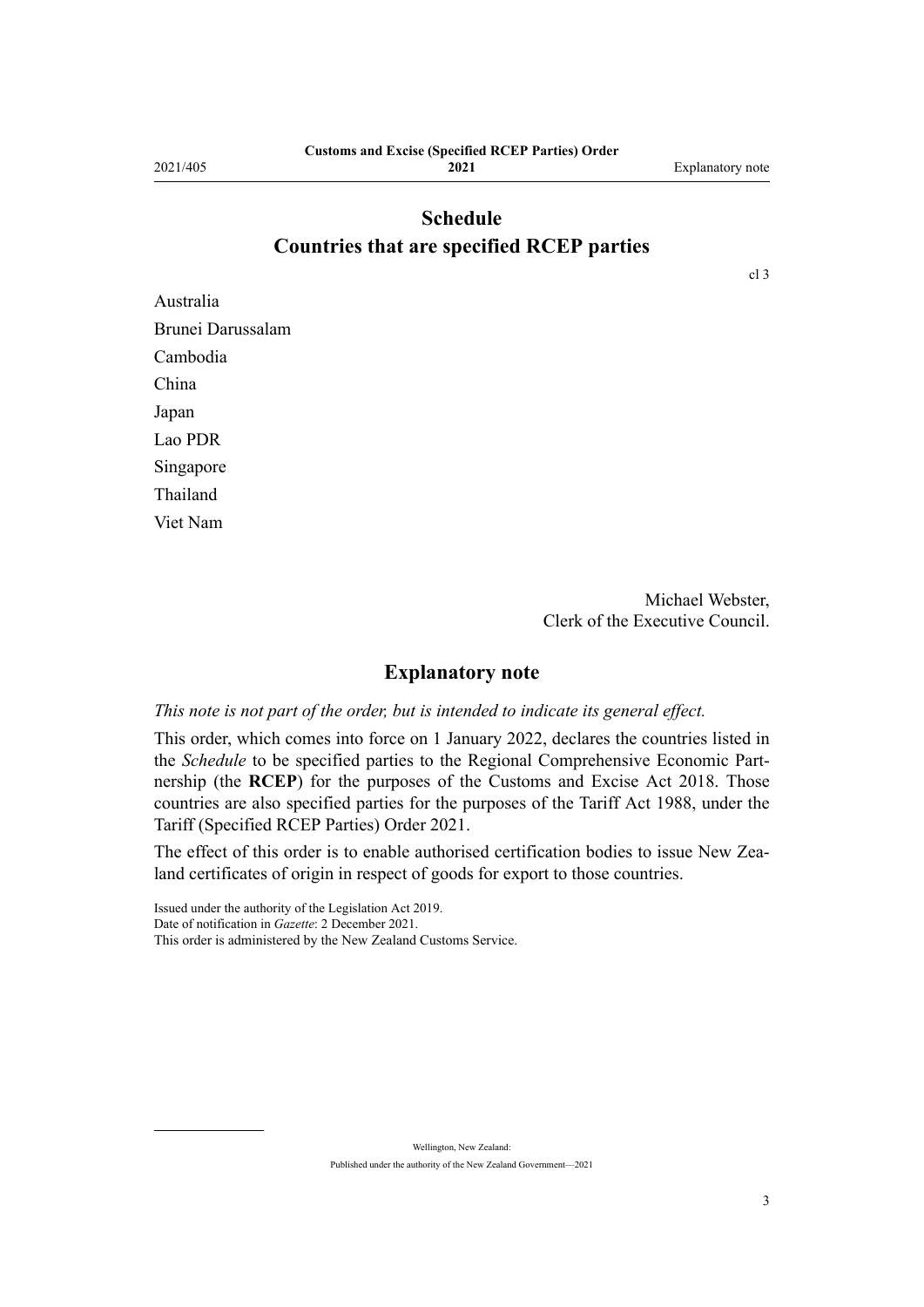## Schedule
## Countries that are specified RCEP parties

cl 3

Australia

Brunei Darussalam

Cambodia

China

Japan

Lao PDR

Singapore

Thailand

Viet Nam

Michael Webster,
Clerk of the Executive Council.

## Explanatory note

*This note is not part of the order, but is intended to indicate its general effect.*

This order, which comes into force on 1 January 2022, declares the countries listed in the *Schedule* to be specified parties to the Regional Comprehensive Economic Partnership (the **RCEP**) for the purposes of the Customs and Excise Act 2018. Those countries are also specified parties for the purposes of the Tariff Act 1988, under the Tariff (Specified RCEP Parties) Order 2021.

The effect of this order is to enable authorised certification bodies to issue New Zealand certificates of origin in respect of goods for export to those countries.

Issued under the authority of the Legislation Act 2019.
Date of notification in *Gazette*: 2 December 2021.
This order is administered by the New Zealand Customs Service.

Wellington, New Zealand:
Published under the authority of the New Zealand Government—2021